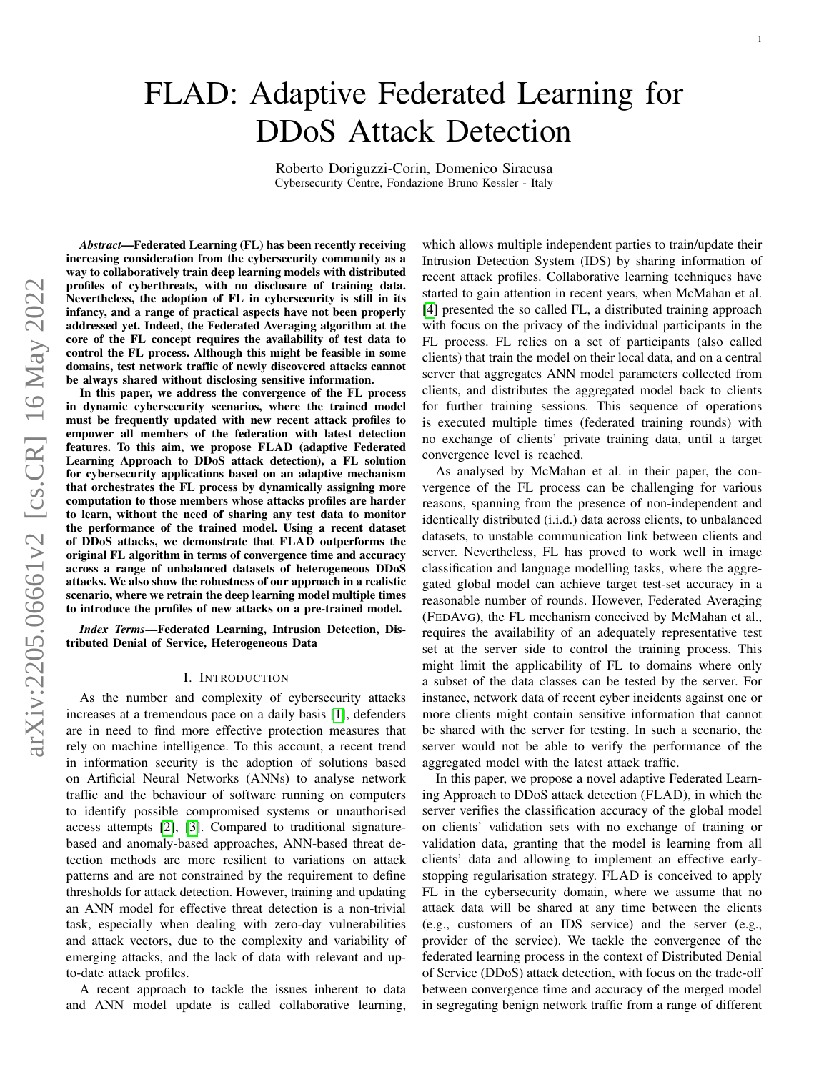# FLAD: Adaptive Federated Learning for DDoS Attack Detection

Roberto Doriguzzi-Corin, Domenico Siracusa
Cybersecurity Centre, Fondazione Bruno Kessler - Italy

***Abstract*—Federated Learning (FL) has been recently receiving increasing consideration from the cybersecurity community as a way to collaboratively train deep learning models with distributed profiles of cyberthreats, with no disclosure of training data. Nevertheless, the adoption of FL in cybersecurity is still in its infancy, and a range of practical aspects have not been properly addressed yet. Indeed, the Federated Averaging algorithm at the core of the FL concept requires the availability of test data to control the FL process. Although this might be feasible in some domains, test network traffic of newly discovered attacks cannot be always shared without disclosing sensitive information.**

**In this paper, we address the convergence of the FL process in dynamic cybersecurity scenarios, where the trained model must be frequently updated with new recent attack profiles to empower all members of the federation with latest detection features. To this aim, we propose FLAD (adaptive Federated Learning Approach to DDoS attack detection), a FL solution for cybersecurity applications based on an adaptive mechanism that orchestrates the FL process by dynamically assigning more computation to those members whose attacks profiles are harder to learn, without the need of sharing any test data to monitor the performance of the trained model. Using a recent dataset of DDoS attacks, we demonstrate that FLAD outperforms the original FL algorithm in terms of convergence time and accuracy across a range of unbalanced datasets of heterogeneous DDoS attacks. We also show the robustness of our approach in a realistic scenario, where we retrain the deep learning model multiple times to introduce the profiles of new attacks on a pre-trained model.**

***Index Terms*—Federated Learning, Intrusion Detection, Distributed Denial of Service, Heterogeneous Data**

## I. Introduction

As the number and complexity of cybersecurity attacks increases at a tremendous pace on a daily basis [1], defenders are in need to find more effective protection measures that rely on machine intelligence. To this account, a recent trend in information security is the adoption of solutions based on Artificial Neural Networks (ANNs) to analyse network traffic and the behaviour of software running on computers to identify possible compromised systems or unauthorised access attempts [2], [3]. Compared to traditional signature-based and anomaly-based approaches, ANN-based threat detection methods are more resilient to variations on attack patterns and are not constrained by the requirement to define thresholds for attack detection. However, training and updating an ANN model for effective threat detection is a non-trivial task, especially when dealing with zero-day vulnerabilities and attack vectors, due to the complexity and variability of emerging attacks, and the lack of data with relevant and up-to-date attack profiles.

A recent approach to tackle the issues inherent to data and ANN model update is called collaborative learning, which allows multiple independent parties to train/update their Intrusion Detection System (IDS) by sharing information of recent attack profiles. Collaborative learning techniques have started to gain attention in recent years, when McMahan et al. [4] presented the so called FL, a distributed training approach with focus on the privacy of the individual participants in the FL process. FL relies on a set of participants (also called clients) that train the model on their local data, and on a central server that aggregates ANN model parameters collected from clients, and distributes the aggregated model back to clients for further training sessions. This sequence of operations is executed multiple times (federated training rounds) with no exchange of clients' private training data, until a target convergence level is reached.

As analysed by McMahan et al. in their paper, the convergence of the FL process can be challenging for various reasons, spanning from the presence of non-independent and identically distributed (i.i.d.) data across clients, to unbalanced datasets, to unstable communication link between clients and server. Nevertheless, FL has proved to work well in image classification and language modelling tasks, where the aggregated global model can achieve target test-set accuracy in a reasonable number of rounds. However, Federated Averaging (FedAvg), the FL mechanism conceived by McMahan et al., requires the availability of an adequately representative test set at the server side to control the training process. This might limit the applicability of FL to domains where only a subset of the data classes can be tested by the server. For instance, network data of recent cyber incidents against one or more clients might contain sensitive information that cannot be shared with the server for testing. In such a scenario, the server would not be able to verify the performance of the aggregated model with the latest attack traffic.

In this paper, we propose a novel adaptive Federated Learning Approach to DDoS attack detection (FLAD), in which the server verifies the classification accuracy of the global model on clients' validation sets with no exchange of training or validation data, granting that the model is learning from all clients' data and allowing to implement an effective early-stopping regularisation strategy. FLAD is conceived to apply FL in the cybersecurity domain, where we assume that no attack data will be shared at any time between the clients (e.g., customers of an IDS service) and the server (e.g., provider of the service). We tackle the convergence of the federated learning process in the context of Distributed Denial of Service (DDoS) attack detection, with focus on the trade-off between convergence time and accuracy of the merged model in segregating benign network traffic from a range of different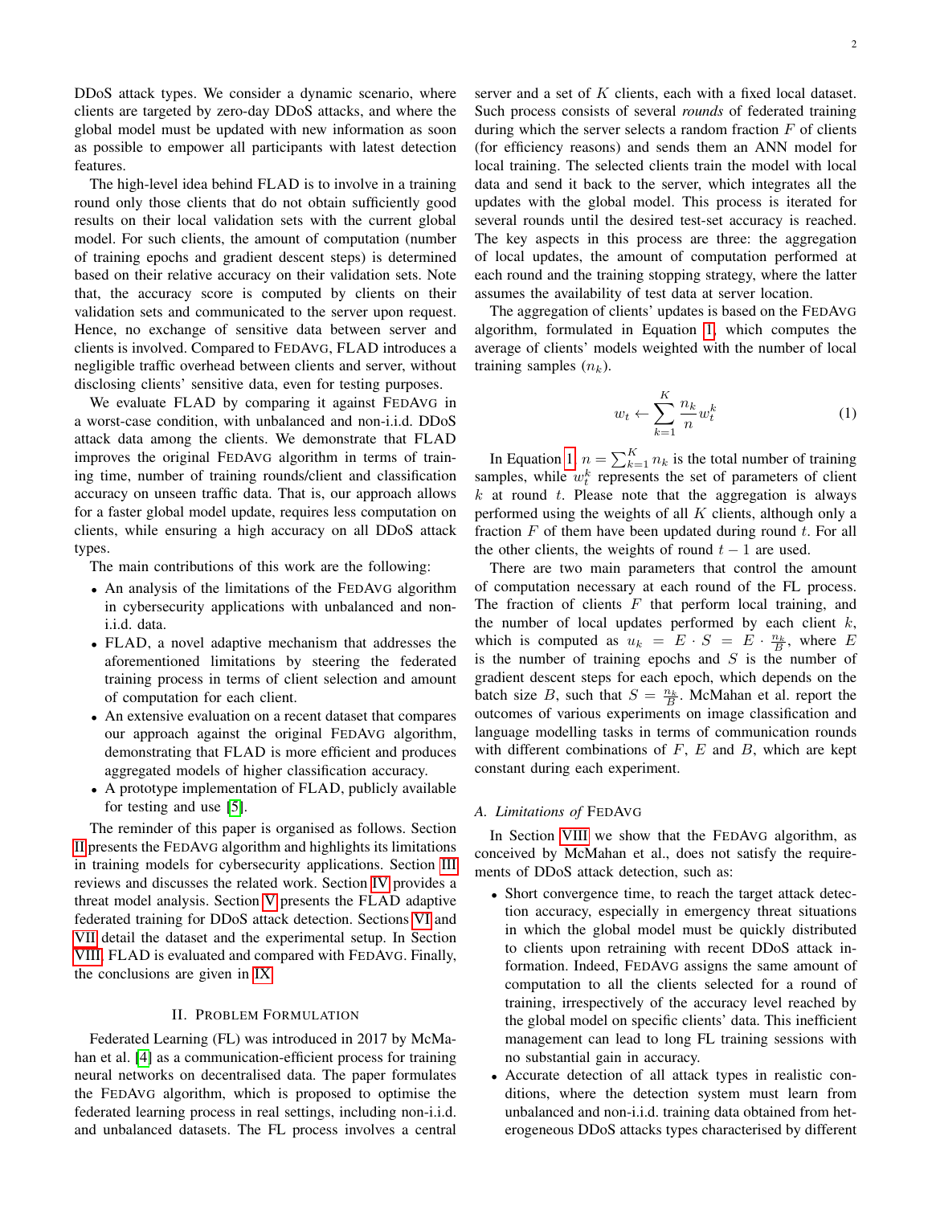DDoS attack types. We consider a dynamic scenario, where clients are targeted by zero-day DDoS attacks, and where the global model must be updated with new information as soon as possible to empower all participants with latest detection features.

The high-level idea behind FLAD is to involve in a training round only those clients that do not obtain sufficiently good results on their local validation sets with the current global model. For such clients, the amount of computation (number of training epochs and gradient descent steps) is determined based on their relative accuracy on their validation sets. Note that, the accuracy score is computed by clients on their validation sets and communicated to the server upon request. Hence, no exchange of sensitive data between server and clients is involved. Compared to FEDAVG, FLAD introduces a negligible traffic overhead between clients and server, without disclosing clients' sensitive data, even for testing purposes.

We evaluate FLAD by comparing it against FEDAVG in a worst-case condition, with unbalanced and non-i.i.d. DDoS attack data among the clients. We demonstrate that FLAD improves the original FEDAVG algorithm in terms of training time, number of training rounds/client and classification accuracy on unseen traffic data. That is, our approach allows for a faster global model update, requires less computation on clients, while ensuring a high accuracy on all DDoS attack types.

The main contributions of this work are the following:

- An analysis of the limitations of the FEDAVG algorithm in cybersecurity applications with unbalanced and non-i.i.d. data.
- FLAD, a novel adaptive mechanism that addresses the aforementioned limitations by steering the federated training process in terms of client selection and amount of computation for each client.
- An extensive evaluation on a recent dataset that compares our approach against the original FEDAVG algorithm, demonstrating that FLAD is more efficient and produces aggregated models of higher classification accuracy.
- A prototype implementation of FLAD, publicly available for testing and use [5].

The reminder of this paper is organised as follows. Section II presents the FEDAVG algorithm and highlights its limitations in training models for cybersecurity applications. Section III reviews and discusses the related work. Section IV provides a threat model analysis. Section V presents the FLAD adaptive federated training for DDoS attack detection. Sections VI and VII detail the dataset and the experimental setup. In Section VIII, FLAD is evaluated and compared with FEDAVG. Finally, the conclusions are given in IX.

## II. PROBLEM FORMULATION

Federated Learning (FL) was introduced in 2017 by McMahan et al. [4] as a communication-efficient process for training neural networks on decentralised data. The paper formulates the FEDAVG algorithm, which is proposed to optimise the federated learning process in real settings, including non-i.i.d. and unbalanced datasets. The FL process involves a central server and a set of $K$ clients, each with a fixed local dataset. Such process consists of several *rounds* of federated training during which the server selects a random fraction $F$ of clients (for efficiency reasons) and sends them an ANN model for local training. The selected clients train the model with local data and send it back to the server, which integrates all the updates with the global model. This process is iterated for several rounds until the desired test-set accuracy is reached. The key aspects in this process are three: the aggregation of local updates, the amount of computation performed at each round and the training stopping strategy, where the latter assumes the availability of test data at server location.

The aggregation of clients' updates is based on the FEDAVG algorithm, formulated in Equation 1, which computes the average of clients' models weighted with the number of local training samples ($n_k$).

$$w_t \leftarrow \sum_{k=1}^{K} \frac{n_k}{n} w_t^k \tag{1}$$

In Equation 1, $n = \sum_{k=1}^{K} n_k$ is the total number of training samples, while $w_t^k$ represents the set of parameters of client $k$ at round $t$. Please note that the aggregation is always performed using the weights of all $K$ clients, although only a fraction $F$ of them have been updated during round $t$. For all the other clients, the weights of round $t-1$ are used.

There are two main parameters that control the amount of computation necessary at each round of the FL process. The fraction of clients $F$ that perform local training, and the number of local updates performed by each client $k$, which is computed as $u_k = E \cdot S = E \cdot \frac{n_k}{B}$, where $E$ is the number of training epochs and $S$ is the number of gradient descent steps for each epoch, which depends on the batch size $B$, such that $S = \frac{n_k}{B}$. McMahan et al. report the outcomes of various experiments on image classification and language modelling tasks in terms of communication rounds with different combinations of $F$, $E$ and $B$, which are kept constant during each experiment.

### A. Limitations of FEDAVG

In Section VIII we show that the FEDAVG algorithm, as conceived by McMahan et al., does not satisfy the requirements of DDoS attack detection, such as:

- Short convergence time, to reach the target attack detection accuracy, especially in emergency threat situations in which the global model must be quickly distributed to clients upon retraining with recent DDoS attack information. Indeed, FEDAVG assigns the same amount of computation to all the clients selected for a round of training, irrespectively of the accuracy level reached by the global model on specific clients' data. This inefficient management can lead to long FL training sessions with no substantial gain in accuracy.
- Accurate detection of all attack types in realistic conditions, where the detection system must learn from unbalanced and non-i.i.d. training data obtained from heterogeneous DDoS attacks types characterised by different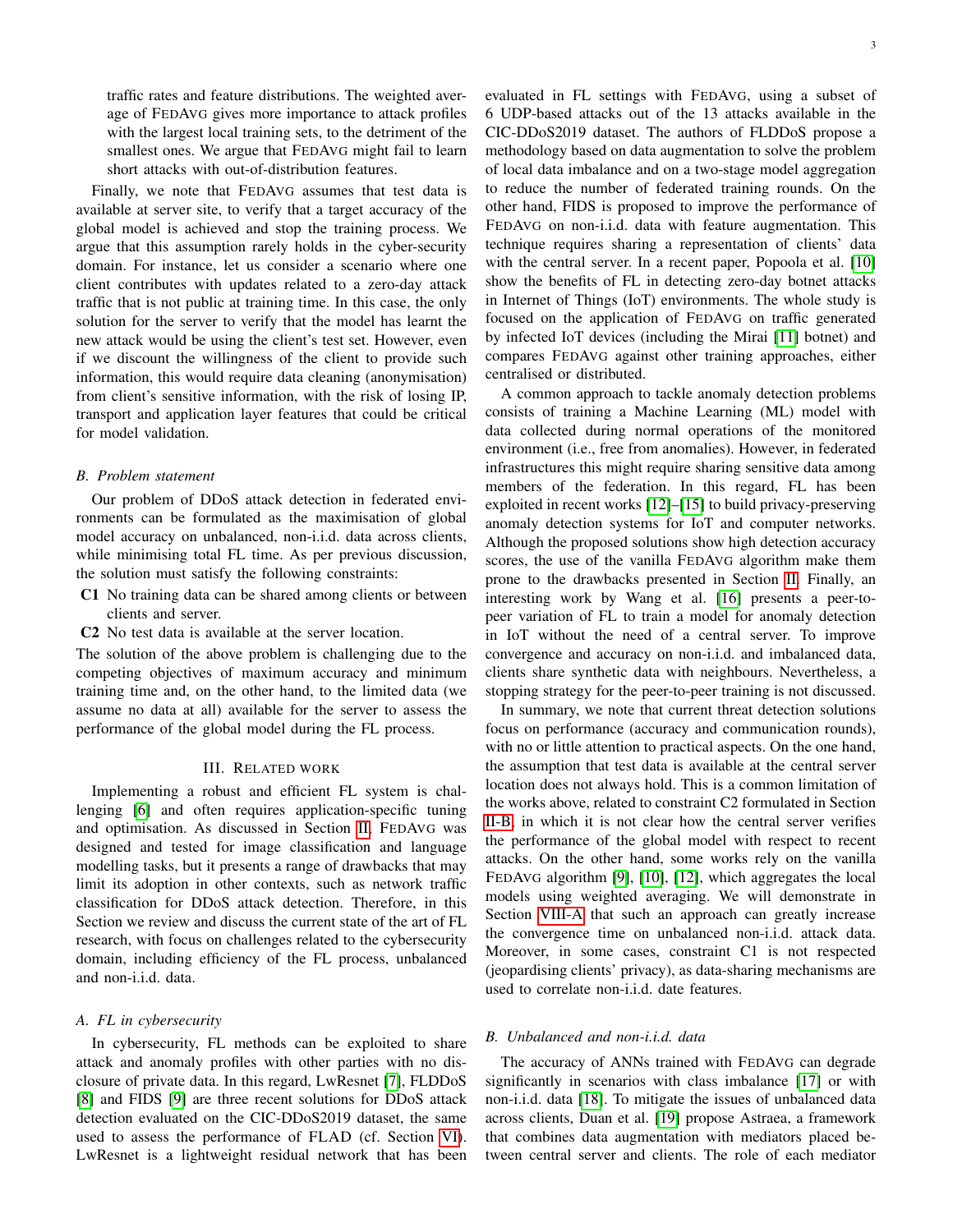traffic rates and feature distributions. The weighted average of FEDAVG gives more importance to attack profiles with the largest local training sets, to the detriment of the smallest ones. We argue that FEDAVG might fail to learn short attacks with out-of-distribution features.

Finally, we note that FEDAVG assumes that test data is available at server site, to verify that a target accuracy of the global model is achieved and stop the training process. We argue that this assumption rarely holds in the cyber-security domain. For instance, let us consider a scenario where one client contributes with updates related to a zero-day attack traffic that is not public at training time. In this case, the only solution for the server to verify that the model has learnt the new attack would be using the client's test set. However, even if we discount the willingness of the client to provide such information, this would require data cleaning (anonymisation) from client's sensitive information, with the risk of losing IP, transport and application layer features that could be critical for model validation.

### B. Problem statement

Our problem of DDoS attack detection in federated environments can be formulated as the maximisation of global model accuracy on unbalanced, non-i.i.d. data across clients, while minimising total FL time. As per previous discussion, the solution must satisfy the following constraints:

- **C1** No training data can be shared among clients or between clients and server.
- **C2** No test data is available at the server location.

The solution of the above problem is challenging due to the competing objectives of maximum accuracy and minimum training time and, on the other hand, to the limited data (we assume no data at all) available for the server to assess the performance of the global model during the FL process.

## III. Related work

Implementing a robust and efficient FL system is challenging [6] and often requires application-specific tuning and optimisation. As discussed in Section II, FEDAVG was designed and tested for image classification and language modelling tasks, but it presents a range of drawbacks that may limit its adoption in other contexts, such as network traffic classification for DDoS attack detection. Therefore, in this Section we review and discuss the current state of the art of FL research, with focus on challenges related to the cybersecurity domain, including efficiency of the FL process, unbalanced and non-i.i.d. data.

### A. FL in cybersecurity

In cybersecurity, FL methods can be exploited to share attack and anomaly profiles with other parties with no disclosure of private data. In this regard, LwResnet [7], FLDDoS [8] and FIDS [9] are three recent solutions for DDoS attack detection evaluated on the CIC-DDoS2019 dataset, the same used to assess the performance of FLAD (cf. Section VI). LwResnet is a lightweight residual network that has been evaluated in FL settings with FEDAVG, using a subset of 6 UDP-based attacks out of the 13 attacks available in the CIC-DDoS2019 dataset. The authors of FLDDoS propose a methodology based on data augmentation to solve the problem of local data imbalance and on a two-stage model aggregation to reduce the number of federated training rounds. On the other hand, FIDS is proposed to improve the performance of FEDAVG on non-i.i.d. data with feature augmentation. This technique requires sharing a representation of clients' data with the central server. In a recent paper, Popoola et al. [10] show the benefits of FL in detecting zero-day botnet attacks in Internet of Things (IoT) environments. The whole study is focused on the application of FEDAVG on traffic generated by infected IoT devices (including the Mirai [11] botnet) and compares FEDAVG against other training approaches, either centralised or distributed.

A common approach to tackle anomaly detection problems consists of training a Machine Learning (ML) model with data collected during normal operations of the monitored environment (i.e., free from anomalies). However, in federated infrastructures this might require sharing sensitive data among members of the federation. In this regard, FL has been exploited in recent works [12]–[15] to build privacy-preserving anomaly detection systems for IoT and computer networks. Although the proposed solutions show high detection accuracy scores, the use of the vanilla FEDAVG algorithm make them prone to the drawbacks presented in Section II. Finally, an interesting work by Wang et al. [16] presents a peer-to-peer variation of FL to train a model for anomaly detection in IoT without the need of a central server. To improve convergence and accuracy on non-i.i.d. and imbalanced data, clients share synthetic data with neighbours. Nevertheless, a stopping strategy for the peer-to-peer training is not discussed.

In summary, we note that current threat detection solutions focus on performance (accuracy and communication rounds), with no or little attention to practical aspects. On the one hand, the assumption that test data is available at the central server location does not always hold. This is a common limitation of the works above, related to constraint C2 formulated in Section II-B, in which it is not clear how the central server verifies the performance of the global model with respect to recent attacks. On the other hand, some works rely on the vanilla FEDAVG algorithm [9], [10], [12], which aggregates the local models using weighted averaging. We will demonstrate in Section VIII-A that such an approach can greatly increase the convergence time on unbalanced non-i.i.d. attack data. Moreover, in some cases, constraint C1 is not respected (jeopardising clients' privacy), as data-sharing mechanisms are used to correlate non-i.i.d. date features.

### B. Unbalanced and non-i.i.d. data

The accuracy of ANNs trained with FEDAVG can degrade significantly in scenarios with class imbalance [17] or with non-i.i.d. data [18]. To mitigate the issues of unbalanced data across clients, Duan et al. [19] propose Astraea, a framework that combines data augmentation with mediators placed between central server and clients. The role of each mediator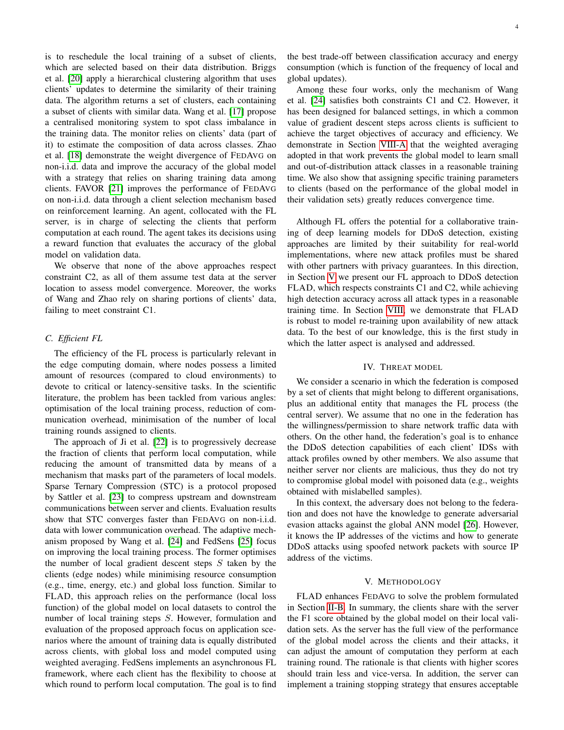is to reschedule the local training of a subset of clients, which are selected based on their data distribution. Briggs et al. [20] apply a hierarchical clustering algorithm that uses clients' updates to determine the similarity of their training data. The algorithm returns a set of clusters, each containing a subset of clients with similar data. Wang et al. [17] propose a centralised monitoring system to spot class imbalance in the training data. The monitor relies on clients' data (part of it) to estimate the composition of data across classes. Zhao et al. [18] demonstrate the weight divergence of FEDAVG on non-i.i.d. data and improve the accuracy of the global model with a strategy that relies on sharing training data among clients. FAVOR [21] improves the performance of FEDAVG on non-i.i.d. data through a client selection mechanism based on reinforcement learning. An agent, collocated with the FL server, is in charge of selecting the clients that perform computation at each round. The agent takes its decisions using a reward function that evaluates the accuracy of the global model on validation data.

We observe that none of the above approaches respect constraint C2, as all of them assume test data at the server location to assess model convergence. Moreover, the works of Wang and Zhao rely on sharing portions of clients' data, failing to meet constraint C1.

### C. Efficient FL

The efficiency of the FL process is particularly relevant in the edge computing domain, where nodes possess a limited amount of resources (compared to cloud environments) to devote to critical or latency-sensitive tasks. In the scientific literature, the problem has been tackled from various angles: optimisation of the local training process, reduction of communication overhead, minimisation of the number of local training rounds assigned to clients.

The approach of Ji et al. [22] is to progressively decrease the fraction of clients that perform local computation, while reducing the amount of transmitted data by means of a mechanism that masks part of the parameters of local models. Sparse Ternary Compression (STC) is a protocol proposed by Sattler et al. [23] to compress upstream and downstream communications between server and clients. Evaluation results show that STC converges faster than FEDAVG on non-i.i.d. data with lower communication overhead. The adaptive mechanism proposed by Wang et al. [24] and FedSens [25] focus on improving the local training process. The former optimises the number of local gradient descent steps $S$ taken by the clients (edge nodes) while minimising resource consumption (e.g., time, energy, etc.) and global loss function. Similar to FLAD, this approach relies on the performance (local loss function) of the global model on local datasets to control the number of local training steps $S$. However, formulation and evaluation of the proposed approach focus on application scenarios where the amount of training data is equally distributed across clients, with global loss and model computed using weighted averaging. FedSens implements an asynchronous FL framework, where each client has the flexibility to choose at which round to perform local computation. The goal is to find the best trade-off between classification accuracy and energy consumption (which is function of the frequency of local and global updates).

Among these four works, only the mechanism of Wang et al. [24] satisfies both constraints C1 and C2. However, it has been designed for balanced settings, in which a common value of gradient descent steps across clients is sufficient to achieve the target objectives of accuracy and efficiency. We demonstrate in Section VIII-A that the weighted averaging adopted in that work prevents the global model to learn small and out-of-distribution attack classes in a reasonable training time. We also show that assigning specific training parameters to clients (based on the performance of the global model in their validation sets) greatly reduces convergence time.

Although FL offers the potential for a collaborative training of deep learning models for DDoS detection, existing approaches are limited by their suitability for real-world implementations, where new attack profiles must be shared with other partners with privacy guarantees. In this direction, in Section V we present our FL approach to DDoS detection FLAD, which respects constraints C1 and C2, while achieving high detection accuracy across all attack types in a reasonable training time. In Section VIII, we demonstrate that FLAD is robust to model re-training upon availability of new attack data. To the best of our knowledge, this is the first study in which the latter aspect is analysed and addressed.

## IV. THREAT MODEL

We consider a scenario in which the federation is composed by a set of clients that might belong to different organisations, plus an additional entity that manages the FL process (the central server). We assume that no one in the federation has the willingness/permission to share network traffic data with others. On the other hand, the federation's goal is to enhance the DDoS detection capabilities of each client' IDSs with attack profiles owned by other members. We also assume that neither server nor clients are malicious, thus they do not try to compromise global model with poisoned data (e.g., weights obtained with mislabelled samples).

In this context, the adversary does not belong to the federation and does not have the knowledge to generate adversarial evasion attacks against the global ANN model [26]. However, it knows the IP addresses of the victims and how to generate DDoS attacks using spoofed network packets with source IP address of the victims.

## V. METHODOLOGY

FLAD enhances FEDAVG to solve the problem formulated in Section II-B. In summary, the clients share with the server the F1 score obtained by the global model on their local validation sets. As the server has the full view of the performance of the global model across the clients and their attacks, it can adjust the amount of computation they perform at each training round. The rationale is that clients with higher scores should train less and vice-versa. In addition, the server can implement a training stopping strategy that ensures acceptable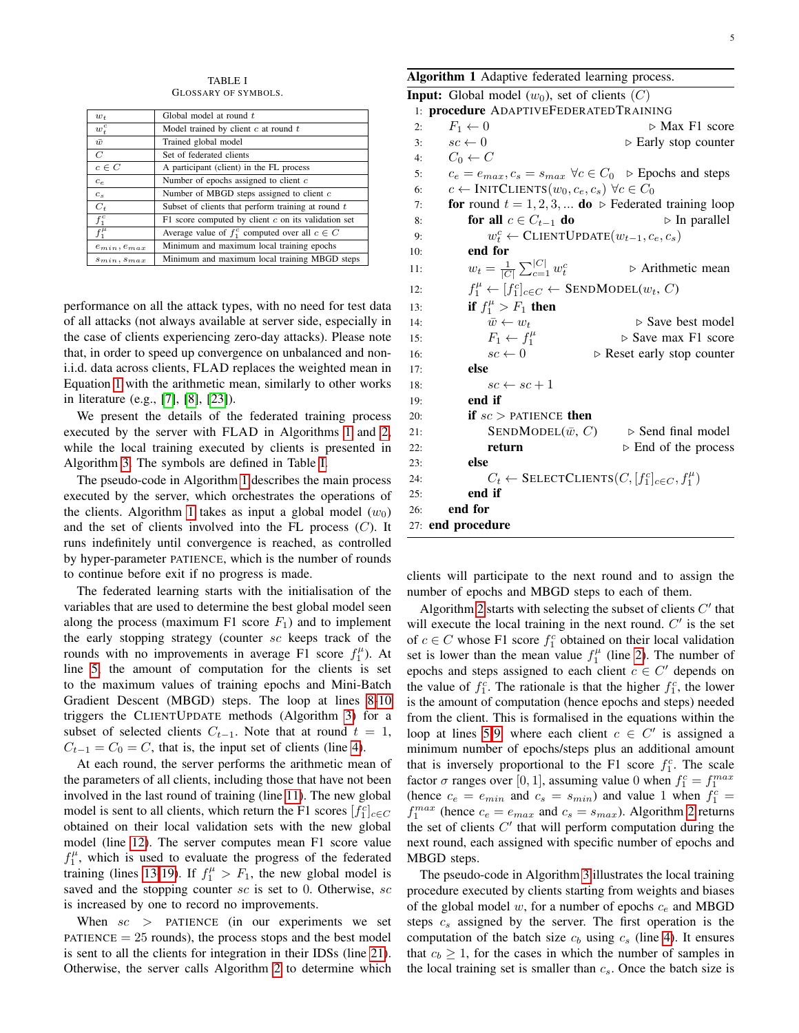TABLE I
GLOSSARY OF SYMBOLS.

| | |
|---|---|
| $w_t$ | Global model at round $t$ |
| $w_t^c$ | Model trained by client $c$ at round $t$ |
| $\bar{w}$ | Trained global model |
| $C$ | Set of federated clients |
| $c \in C$ | A participant (client) in the FL process |
| $c_e$ | Number of epochs assigned to client $c$ |
| $c_s$ | Number of MBGD steps assigned to client $c$ |
| $C_t$ | Subset of clients that perform training at round $t$ |
| $f_1^c$ | F1 score computed by client $c$ on its validation set |
| $f_1^\mu$ | Average value of $f_1^c$ computed over all $c \in C$ |
| $e_{min}, e_{max}$ | Minimum and maximum local training epochs |
| $s_{min}, s_{max}$ | Minimum and maximum local training MBGD steps |

performance on all the attack types, with no need for test data of all attacks (not always available at server side, especially in the case of clients experiencing zero-day attacks). Please note that, in order to speed up convergence on unbalanced and non-i.i.d. data across clients, FLAD replaces the weighted mean in Equation 1 with the arithmetic mean, similarly to other works in literature (e.g., [7], [8], [23]).

We present the details of the federated training process executed by the server with FLAD in Algorithms 1 and 2, while the local training executed by clients is presented in Algorithm 3. The symbols are defined in Table I.

The pseudo-code in Algorithm 1 describes the main process executed by the server, which orchestrates the operations of the clients. Algorithm 1 takes as input a global model ($w_0$) and the set of clients involved into the FL process ($C$). It runs indefinitely until convergence is reached, as controlled by hyper-parameter PATIENCE, which is the number of rounds to continue before exit if no progress is made.

The federated learning starts with the initialisation of the variables that are used to determine the best global model seen along the process (maximum F1 score $F_1$) and to implement the early stopping strategy (counter $sc$ keeps track of the rounds with no improvements in average F1 score $f_1^\mu$). At line 5, the amount of computation for the clients is set to the maximum values of training epochs and Mini-Batch Gradient Descent (MBGD) steps. The loop at lines 8-10 triggers the CLIENTUPDATE methods (Algorithm 3) for a subset of selected clients $C_{t-1}$. Note that at round $t = 1$, $C_{t-1} = C_0 = C$, that is, the input set of clients (line 4).

At each round, the server performs the arithmetic mean of the parameters of all clients, including those that have not been involved in the last round of training (line 11). The new global model is sent to all clients, which return the F1 scores $[f_1^c]_{c\in C}$ obtained on their local validation sets with the new global model (line 12). The server computes mean F1 score value $f_1^\mu$, which is used to evaluate the progress of the federated training (lines 13-19). If $f_1^\mu > F_1$, the new global model is saved and the stopping counter $sc$ is set to 0. Otherwise, $sc$ is increased by one to record no improvements.

When $sc >$ PATIENCE (in our experiments we set PATIENCE $= 25$ rounds), the process stops and the best model is sent to all the clients for integration in their IDSs (line 21). Otherwise, the server calls Algorithm 2 to determine which

**Algorithm 1** Adaptive federated learning process.

```
Input: Global model (w_0), set of clients (C)
 1: procedure ADAPTIVEFEDERATEDTRAINING
 2:     F_1 ← 0                                   ▷ Max F1 score
 3:     sc ← 0                                    ▷ Early stop counter
 4:     C_0 ← C
 5:     c_e = e_max, c_s = s_max ∀c ∈ C_0          ▷ Epochs and steps
 6:     c ← INITCLIENTS(w_0, c_e, c_s) ∀c ∈ C_0
 7:     for round t = 1, 2, 3, ... do             ▷ Federated training loop
 8:         for all c ∈ C_{t-1} do                ▷ In parallel
 9:             w_t^c ← CLIENTUPDATE(w_{t-1}, c_e, c_s)
10:         end for
11:         w_t = (1/|C|) Σ_{c=1}^{|C|} w_t^c      ▷ Arithmetic mean
12:         f_1^μ ← [f_1^c]_{c∈C} ← SENDMODEL(w_t, C)
13:         if f_1^μ > F_1 then
14:             w̄ ← w_t                           ▷ Save best model
15:             F_1 ← f_1^μ                        ▷ Save max F1 score
16:             sc ← 0                            ▷ Reset early stop counter
17:         else
18:             sc ← sc + 1
19:         end if
20:         if sc > PATIENCE then
21:             SENDMODEL(w̄, C)                   ▷ Send final model
22:             return                            ▷ End of the process
23:         else
24:             C_t ← SELECTCLIENTS(C, [f_1^c]_{c∈C}, f_1^μ)
25:         end if
26:     end for
27: end procedure
```

clients will participate to the next round and to assign the number of epochs and MBGD steps to each of them.

Algorithm 2 starts with selecting the subset of clients $C'$ that will execute the local training in the next round. $C'$ is the set of $c \in C$ whose F1 score $f_1^c$ obtained on their local validation set is lower than the mean value $f_1^\mu$ (line 2). The number of epochs and steps assigned to each client $c \in C'$ depends on the value of $f_1^c$. The rationale is that the higher $f_1^c$, the lower is the amount of computation (hence epochs and steps) needed from the client. This is formalised in the equations within the loop at lines 5-9, where each client $c \in C'$ is assigned a minimum number of epochs/steps plus an additional amount that is inversely proportional to the F1 score $f_1^c$. The scale factor $\sigma$ ranges over $[0, 1]$, assuming value 0 when $f_1^c = f_1^{max}$ (hence $c_e = e_{min}$ and $c_s = s_{min}$) and value 1 when $f_1^c = f_1^{max}$ (hence $c_e = e_{max}$ and $c_s = s_{max}$). Algorithm 2 returns the set of clients $C'$ that will perform computation during the next round, each assigned with specific number of epochs and MBGD steps.

The pseudo-code in Algorithm 3 illustrates the local training process executed by clients starting from weights and biases of the global model $w$, for a number of epochs $c_e$ and MBGD steps $c_s$ assigned by the server. The first operation is the computation of the batch size $c_b$ using $c_s$ (line 4). It ensures that $c_b \geq 1$, for the cases in which the number of samples in the local training set is smaller than $c_s$. Once the batch size is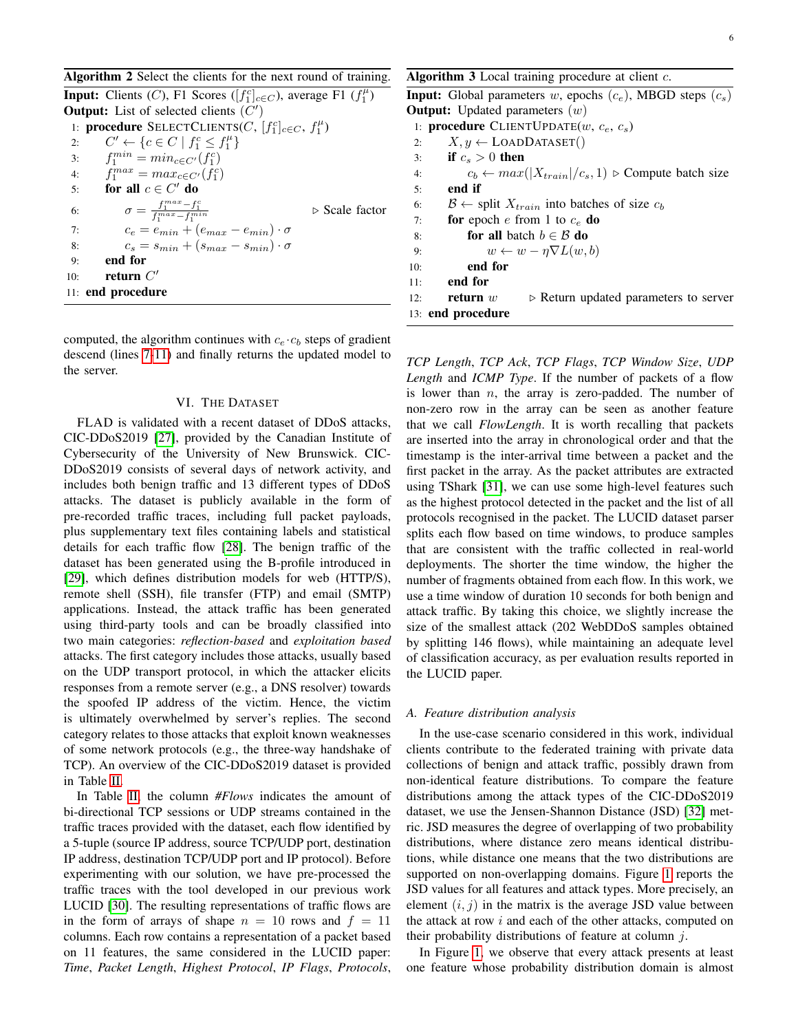**Algorithm 2** Select the clients for the next round of training.

**Input:** Clients ($C$), F1 Scores ($[f_1^c]_{c \in C}$), average F1 ($f_1^{\mu}$)
**Output:** List of selected clients ($C'$)

```
 1: procedure SELECTCLIENTS(C, [f_1^c]_{c∈C}, f_1^μ)
 2:     C' ← {c ∈ C | f_1^c ≤ f_1^μ}
 3:     f_1^min = min_{c∈C'}(f_1^c)
 4:     f_1^max = max_{c∈C'}(f_1^c)
 5:     for all c ∈ C' do
 6:         σ = (f_1^max − f_1^c) / (f_1^max − f_1^min)        ▷ Scale factor
 7:         c_e = e_min + (e_max − e_min) · σ
 8:         c_s = s_min + (s_max − s_min) · σ
 9:     end for
10:     return C'
11: end procedure
```

**Algorithm 3** Local training procedure at client $c$.

**Input:** Global parameters $w$, epochs ($c_e$), MBGD steps ($c_s$)
**Output:** Updated parameters ($w$)

```
 1: procedure CLIENTUPDATE(w, c_e, c_s)
 2:     X, y ← LOADDATASET()
 3:     if c_s > 0 then
 4:         c_b ← max(|X_train|/c_s, 1)   ▷ Compute batch size
 5:     end if
 6:     B ← split X_train into batches of size c_b
 7:     for epoch e from 1 to c_e do
 8:         for all batch b ∈ B do
 9:             w ← w − η∇L(w, b)
10:         end for
11:     end for
12:     return w        ▷ Return updated parameters to server
13: end procedure
```

computed, the algorithm continues with $c_e \cdot c_b$ steps of gradient descend (lines 7-11) and finally returns the updated model to the server.

## VI. The Dataset

FLAD is validated with a recent dataset of DDoS attacks, CIC-DDoS2019 [27], provided by the Canadian Institute of Cybersecurity of the University of New Brunswick. CIC-DDoS2019 consists of several days of network activity, and includes both benign traffic and 13 different types of DDoS attacks. The dataset is publicly available in the form of pre-recorded traffic traces, including full packet payloads, plus supplementary text files containing labels and statistical details for each traffic flow [28]. The benign traffic of the dataset has been generated using the B-profile introduced in [29], which defines distribution models for web (HTTP/S), remote shell (SSH), file transfer (FTP) and email (SMTP) applications. Instead, the attack traffic has been generated using third-party tools and can be broadly classified into two main categories: *reflection-based* and *exploitation based* attacks. The first category includes those attacks, usually based on the UDP transport protocol, in which the attacker elicits responses from a remote server (e.g., a DNS resolver) towards the spoofed IP address of the victim. Hence, the victim is ultimately overwhelmed by server's replies. The second category relates to those attacks that exploit known weaknesses of some network protocols (e.g., the three-way handshake of TCP). An overview of the CIC-DDoS2019 dataset is provided in Table II.

In Table II, the column *#Flows* indicates the amount of bi-directional TCP sessions or UDP streams contained in the traffic traces provided with the dataset, each flow identified by a 5-tuple (source IP address, source TCP/UDP port, destination IP address, destination TCP/UDP port and IP protocol). Before experimenting with our solution, we have pre-processed the traffic traces with the tool developed in our previous work LUCID [30]. The resulting representations of traffic flows are in the form of arrays of shape $n = 10$ rows and $f = 11$ columns. Each row contains a representation of a packet based on 11 features, the same considered in the LUCID paper: *Time*, *Packet Length*, *Highest Protocol*, *IP Flags*, *Protocols*, *TCP Length*, *TCP Ack*, *TCP Flags*, *TCP Window Size*, *UDP Length* and *ICMP Type*. If the number of packets of a flow is lower than $n$, the array is zero-padded. The number of non-zero row in the array can be seen as another feature that we call *FlowLength*. It is worth recalling that packets are inserted into the array in chronological order and that the timestamp is the inter-arrival time between a packet and the first packet in the array. As the packet attributes are extracted using TShark [31], we can use some high-level features such as the highest protocol detected in the packet and the list of all protocols recognised in the packet. The LUCID dataset parser splits each flow based on time windows, to produce samples that are consistent with the traffic collected in real-world deployments. The shorter the time window, the higher the number of fragments obtained from each flow. In this work, we use a time window of duration 10 seconds for both benign and attack traffic. By taking this choice, we slightly increase the size of the smallest attack (202 WebDDoS samples obtained by splitting 146 flows), while maintaining an adequate level of classification accuracy, as per evaluation results reported in the LUCID paper.

### A. Feature distribution analysis

In the use-case scenario considered in this work, individual clients contribute to the federated training with private data collections of benign and attack traffic, possibly drawn from non-identical feature distributions. To compare the feature distributions among the attack types of the CIC-DDoS2019 dataset, we use the Jensen-Shannon Distance (JSD) [32] metric. JSD measures the degree of overlapping of two probability distributions, where distance zero means identical distributions, while distance one means that the two distributions are supported on non-overlapping domains. Figure 1 reports the JSD values for all features and attack types. More precisely, an element $(i, j)$ in the matrix is the average JSD value between the attack at row $i$ and each of the other attacks, computed on their probability distributions of feature at column $j$.

In Figure 1, we observe that every attack presents at least one feature whose probability distribution domain is almost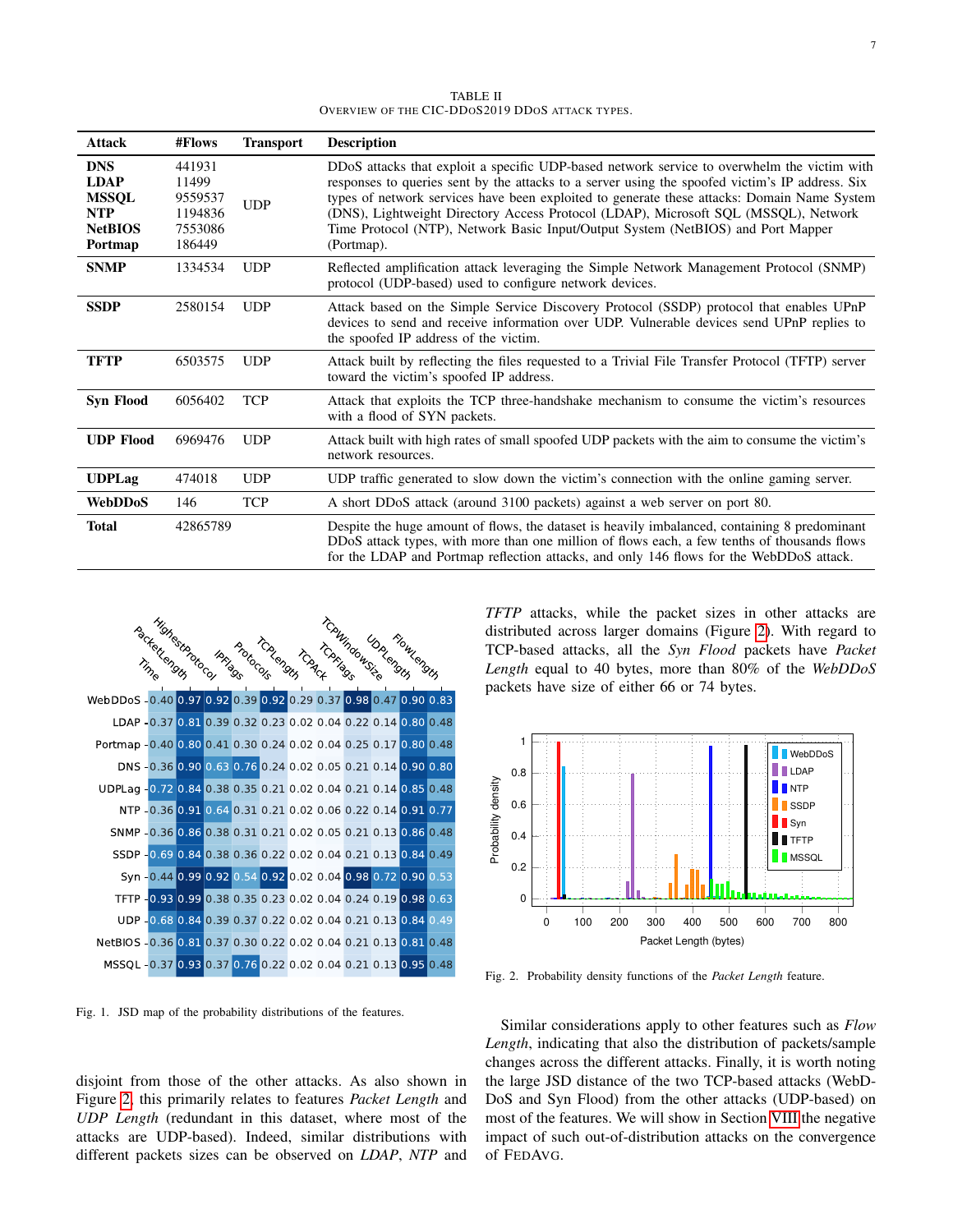TABLE II
OVERVIEW OF THE CIC-DDOS2019 DDOS ATTACK TYPES.

| Attack | #Flows | Transport | Description |
|---|---|---|---|
| **DNS**<br>**LDAP**<br>**MSSQL**<br>**NTP**<br>**NetBIOS**<br>**Portmap** | 441931<br>11499<br>9559537<br>1194836<br>7553086<br>186449 | UDP | DDoS attacks that exploit a specific UDP-based network service to overwhelm the victim with responses to queries sent by the attacks to a server using the spoofed victim's IP address. Six types of network services have been exploited to generate these attacks: Domain Name System (DNS), Lightweight Directory Access Protocol (LDAP), Microsoft SQL (MSSQL), Network Time Protocol (NTP), Network Basic Input/Output System (NetBIOS) and Port Mapper (Portmap). |
| **SNMP** | 1334534 | UDP | Reflected amplification attack leveraging the Simple Network Management Protocol (SNMP) protocol (UDP-based) used to configure network devices. |
| **SSDP** | 2580154 | UDP | Attack based on the Simple Service Discovery Protocol (SSDP) protocol that enables UPnP devices to send and receive information over UDP. Vulnerable devices send UPnP replies to the spoofed IP address of the victim. |
| **TFTP** | 6503575 | UDP | Attack built by reflecting the files requested to a Trivial File Transfer Protocol (TFTP) server toward the victim's spoofed IP address. |
| **Syn Flood** | 6056402 | TCP | Attack that exploits the TCP three-handshake mechanism to consume the victim's resources with a flood of SYN packets. |
| **UDP Flood** | 6969476 | UDP | Attack built with high rates of small spoofed UDP packets with the aim to consume the victim's network resources. |
| **UDPLag** | 474018 | UDP | UDP traffic generated to slow down the victim's connection with the online gaming server. |
| **WebDDoS** | 146 | TCP | A short DDoS attack (around 3100 packets) against a web server on port 80. |
| **Total** | 42865789 | | Despite the huge amount of flows, the dataset is heavily imbalanced, containing 8 predominant DDoS attack types, with more than one million of flows each, a few tenths of thousands flows for the LDAP and Portmap reflection attacks, and only 146 flows for the WebDDoS attack. |

| | Time | PacketLength | HighestProtocol | IPFlags | Protocols | TCPLength | TCPAck | TCPFlags | TCPWindowSize | UDPLength | FlowLength |
|---|---|---|---|---|---|---|---|---|---|---|---|
| WebDDoS | 0.40 | 0.97 | 0.92 | 0.39 | 0.92 | 0.29 | 0.37 | 0.98 | 0.47 | 0.90 | 0.83 |
| LDAP | 0.37 | 0.81 | 0.39 | 0.32 | 0.23 | 0.02 | 0.04 | 0.22 | 0.14 | 0.80 | 0.48 |
| Portmap | 0.40 | 0.80 | 0.41 | 0.30 | 0.24 | 0.02 | 0.04 | 0.25 | 0.17 | 0.80 | 0.48 |
| DNS | 0.36 | 0.90 | 0.63 | 0.76 | 0.24 | 0.02 | 0.05 | 0.21 | 0.14 | 0.90 | 0.80 |
| UDPLag | 0.72 | 0.84 | 0.38 | 0.35 | 0.21 | 0.02 | 0.04 | 0.21 | 0.14 | 0.85 | 0.48 |
| NTP | 0.36 | 0.91 | 0.64 | 0.31 | 0.21 | 0.02 | 0.06 | 0.22 | 0.14 | 0.91 | 0.77 |
| SNMP | 0.36 | 0.86 | 0.38 | 0.31 | 0.21 | 0.02 | 0.05 | 0.21 | 0.13 | 0.86 | 0.48 |
| SSDP | 0.69 | 0.84 | 0.38 | 0.36 | 0.22 | 0.02 | 0.04 | 0.21 | 0.13 | 0.84 | 0.49 |
| Syn | 0.44 | 0.99 | 0.92 | 0.54 | 0.92 | 0.02 | 0.04 | 0.98 | 0.72 | 0.90 | 0.53 |
| TFTP | 0.93 | 0.99 | 0.38 | 0.35 | 0.23 | 0.02 | 0.04 | 0.24 | 0.19 | 0.98 | 0.63 |
| UDP | 0.68 | 0.84 | 0.39 | 0.37 | 0.22 | 0.02 | 0.04 | 0.21 | 0.13 | 0.84 | 0.49 |
| NetBIOS | 0.36 | 0.81 | 0.37 | 0.30 | 0.22 | 0.02 | 0.04 | 0.21 | 0.13 | 0.81 | 0.48 |
| MSSQL | 0.37 | 0.93 | 0.37 | 0.76 | 0.22 | 0.02 | 0.04 | 0.21 | 0.13 | 0.95 | 0.48 |

Fig. 1. JSD map of the probability distributions of the features.

disjoint from those of the other attacks. As also shown in Figure 2, this primarily relates to features *Packet Length* and *UDP Length* (redundant in this dataset, where most of the attacks are UDP-based). Indeed, similar distributions with different packets sizes can be observed on *LDAP*, *NTP* and *TFTP* attacks, while the packet sizes in other attacks are distributed across larger domains (Figure 2). With regard to TCP-based attacks, all the *Syn Flood* packets have *Packet Length* equal to 40 bytes, more than 80% of the *WebDDoS* packets have size of either 66 or 74 bytes.

Fig. 2. Probability density functions of the *Packet Length* feature.

Similar considerations apply to other features such as *Flow Length*, indicating that also the distribution of packets/sample changes across the different attacks. Finally, it is worth noting the large JSD distance of the two TCP-based attacks (WebDDoS and Syn Flood) from the other attacks (UDP-based) on most of the features. We will show in Section VIII the negative impact of such out-of-distribution attacks on the convergence of FEDAVG.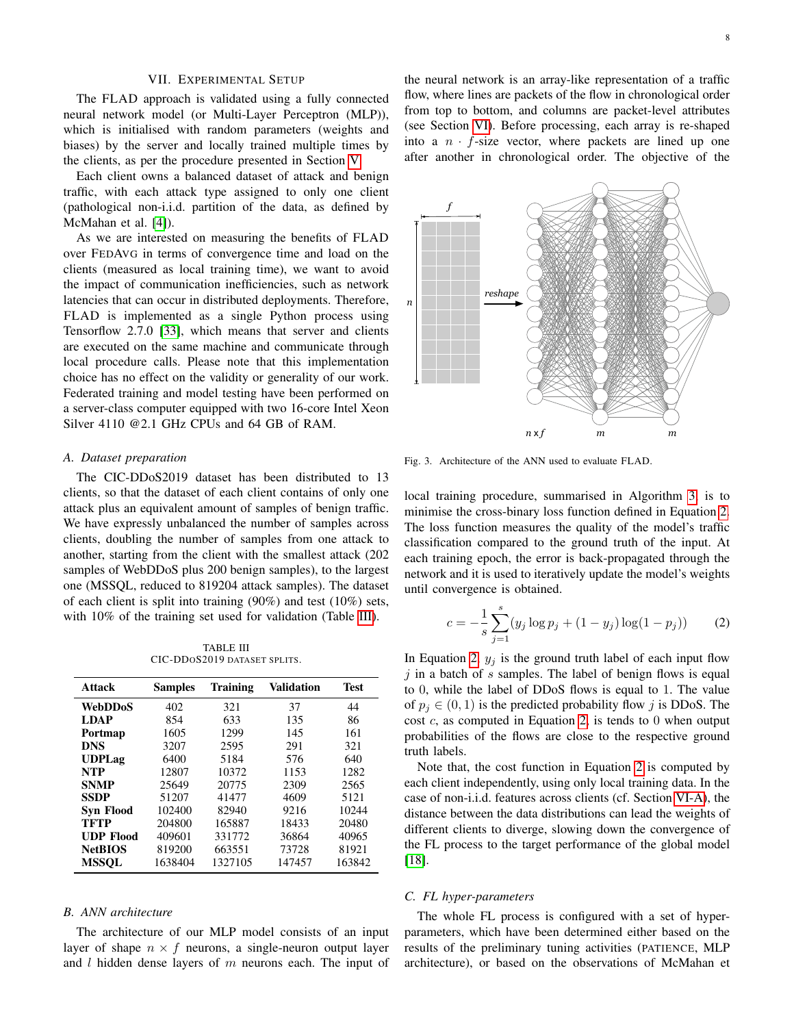## VII. Experimental Setup

The FLAD approach is validated using a fully connected neural network model (or Multi-Layer Perceptron (MLP)), which is initialised with random parameters (weights and biases) by the server and locally trained multiple times by the clients, as per the procedure presented in Section V.

Each client owns a balanced dataset of attack and benign traffic, with each attack type assigned to only one client (pathological non-i.i.d. partition of the data, as defined by McMahan et al. [4]).

As we are interested on measuring the benefits of FLAD over FedAvg in terms of convergence time and load on the clients (measured as local training time), we want to avoid the impact of communication inefficiencies, such as network latencies that can occur in distributed deployments. Therefore, FLAD is implemented as a single Python process using Tensorflow 2.7.0 [33], which means that server and clients are executed on the same machine and communicate through local procedure calls. Please note that this implementation choice has no effect on the validity or generality of our work. Federated training and model testing have been performed on a server-class computer equipped with two 16-core Intel Xeon Silver 4110 @2.1 GHz CPUs and 64 GB of RAM.

### A. Dataset preparation

The CIC-DDoS2019 dataset has been distributed to 13 clients, so that the dataset of each client contains of only one attack plus an equivalent amount of samples of benign traffic. We have expressly unbalanced the number of samples across clients, doubling the number of samples from one attack to another, starting from the client with the smallest attack (202 samples of WebDDoS plus 200 benign samples), to the largest one (MSSQL, reduced to 819204 attack samples). The dataset of each client is split into training (90%) and test (10%) sets, with 10% of the training set used for validation (Table III).

TABLE III
CIC-DDoS2019 dataset splits.

| Attack | Samples | Training | Validation | Test |
|---|---|---|---|---|
| **WebDDoS** | 402 | 321 | 37 | 44 |
| **LDAP** | 854 | 633 | 135 | 86 |
| **Portmap** | 1605 | 1299 | 145 | 161 |
| **DNS** | 3207 | 2595 | 291 | 321 |
| **UDPLag** | 6400 | 5184 | 576 | 640 |
| **NTP** | 12807 | 10372 | 1153 | 1282 |
| **SNMP** | 25649 | 20775 | 2309 | 2565 |
| **SSDP** | 51207 | 41477 | 4609 | 5121 |
| **Syn Flood** | 102400 | 82940 | 9216 | 10244 |
| **TFTP** | 204800 | 165887 | 18433 | 20480 |
| **UDP Flood** | 409601 | 331772 | 36864 | 40965 |
| **NetBIOS** | 819200 | 663551 | 73728 | 81921 |
| **MSSQL** | 1638404 | 1327105 | 147457 | 163842 |

### B. ANN architecture

The architecture of our MLP model consists of an input layer of shape $n \times f$ neurons, a single-neuron output layer and $l$ hidden dense layers of $m$ neurons each. The input of the neural network is an array-like representation of a traffic flow, where lines are packets of the flow in chronological order from top to bottom, and columns are packet-level attributes (see Section VI). Before processing, each array is re-shaped into a $n \cdot f$-size vector, where packets are lined up one after another in chronological order. The objective of the local training procedure, summarised in Algorithm 3, is to minimise the cross-binary loss function defined in Equation 2. The loss function measures the quality of the model's traffic classification compared to the ground truth of the input. At each training epoch, the error is back-propagated through the network and it is used to iteratively update the model's weights until convergence is obtained.

Fig. 3. Architecture of the ANN used to evaluate FLAD.

$$c = -\frac{1}{s}\sum_{j=1}^{s}(y_j \log p_j + (1 - y_j)\log(1 - p_j)) \qquad (2)$$

In Equation 2, $y_j$ is the ground truth label of each input flow $j$ in a batch of $s$ samples. The label of benign flows is equal to 0, while the label of DDoS flows is equal to 1. The value of $p_j \in (0, 1)$ is the predicted probability flow $j$ is DDoS. The cost $c$, as computed in Equation 2, is tends to 0 when output probabilities of the flows are close to the respective ground truth labels.

Note that, the cost function in Equation 2 is computed by each client independently, using only local training data. In the case of non-i.i.d. features across clients (cf. Section VI-A), the distance between the data distributions can lead the weights of different clients to diverge, slowing down the convergence of the FL process to the target performance of the global model [18].

### C. FL hyper-parameters

The whole FL process is configured with a set of hyper-parameters, which have been determined either based on the results of the preliminary tuning activities (PATIENCE, MLP architecture), or based on the observations of McMahan et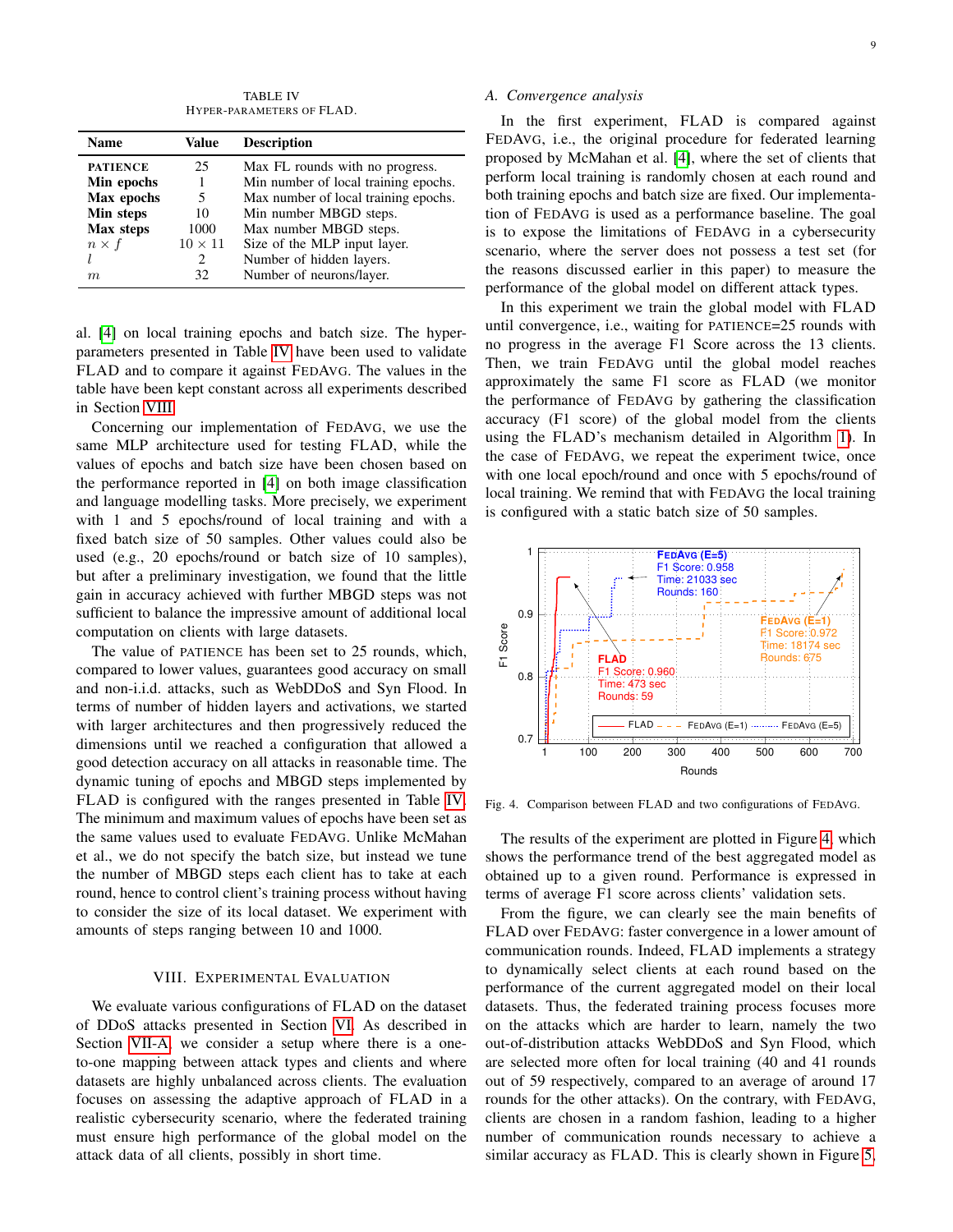TABLE IV
HYPER-PARAMETERS OF FLAD.

| Name | Value | Description |
|---|---|---|
| PATIENCE | 25 | Max FL rounds with no progress. |
| **Min epochs** | 1 | Min number of local training epochs. |
| **Max epochs** | 5 | Max number of local training epochs. |
| **Min steps** | 10 | Min number MBGD steps. |
| **Max steps** | 1000 | Max number MBGD steps. |
| $n \times f$ | $10 \times 11$ | Size of the MLP input layer. |
| $l$ | 2 | Number of hidden layers. |
| $m$ | 32 | Number of neurons/layer. |

al. [4] on local training epochs and batch size. The hyper-parameters presented in Table IV have been used to validate FLAD and to compare it against FEDAVG. The values in the table have been kept constant across all experiments described in Section VIII.

Concerning our implementation of FEDAVG, we use the same MLP architecture used for testing FLAD, while the values of epochs and batch size have been chosen based on the performance reported in [4] on both image classification and language modelling tasks. More precisely, we experiment with 1 and 5 epochs/round of local training and with a fixed batch size of 50 samples. Other values could also be used (e.g., 20 epochs/round or batch size of 10 samples), but after a preliminary investigation, we found that the little gain in accuracy achieved with further MBGD steps was not sufficient to balance the impressive amount of additional local computation on clients with large datasets.

The value of PATIENCE has been set to 25 rounds, which, compared to lower values, guarantees good accuracy on small and non-i.i.d. attacks, such as WebDDoS and Syn Flood. In terms of number of hidden layers and activations, we started with larger architectures and then progressively reduced the dimensions until we reached a configuration that allowed a good detection accuracy on all attacks in reasonable time. The dynamic tuning of epochs and MBGD steps implemented by FLAD is configured with the ranges presented in Table IV. The minimum and maximum values of epochs have been set as the same values used to evaluate FEDAVG. Unlike McMahan et al., we do not specify the batch size, but instead we tune the number of MBGD steps each client has to take at each round, hence to control client's training process without having to consider the size of its local dataset. We experiment with amounts of steps ranging between 10 and 1000.

## VIII. EXPERIMENTAL EVALUATION

We evaluate various configurations of FLAD on the dataset of DDoS attacks presented in Section VI. As described in Section VII-A, we consider a setup where there is a one-to-one mapping between attack types and clients and where datasets are highly unbalanced across clients. The evaluation focuses on assessing the adaptive approach of FLAD in a realistic cybersecurity scenario, where the federated training must ensure high performance of the global model on the attack data of all clients, possibly in short time.

### A. Convergence analysis

In the first experiment, FLAD is compared against FEDAVG, i.e., the original procedure for federated learning proposed by McMahan et al. [4], where the set of clients that perform local training is randomly chosen at each round and both training epochs and batch size are fixed. Our implementation of FEDAVG is used as a performance baseline. The goal is to expose the limitations of FEDAVG in a cybersecurity scenario, where the server does not possess a test set (for the reasons discussed earlier in this paper) to measure the performance of the global model on different attack types.

In this experiment we train the global model with FLAD until convergence, i.e., waiting for PATIENCE=25 rounds with no progress in the average F1 Score across the 13 clients. Then, we train FEDAVG until the global model reaches approximately the same F1 score as FLAD (we monitor the performance of FEDAVG by gathering the classification accuracy (F1 score) of the global model from the clients using the FLAD's mechanism detailed in Algorithm 1). In the case of FEDAVG, we repeat the experiment twice, once with one local epoch/round and once with 5 epochs/round of local training. We remind that with FEDAVG the local training is configured with a static batch size of 50 samples.

Fig. 4. Comparison between FLAD and two configurations of FEDAVG.

The results of the experiment are plotted in Figure 4, which shows the performance trend of the best aggregated model as obtained up to a given round. Performance is expressed in terms of average F1 score across clients' validation sets.

From the figure, we can clearly see the main benefits of FLAD over FEDAVG: faster convergence in a lower amount of communication rounds. Indeed, FLAD implements a strategy to dynamically select clients at each round based on the performance of the current aggregated model on their local datasets. Thus, the federated training process focuses more on the attacks which are harder to learn, namely the two out-of-distribution attacks WebDDoS and Syn Flood, which are selected more often for local training (40 and 41 rounds out of 59 respectively, compared to an average of around 17 rounds for the other attacks). On the contrary, with FEDAVG, clients are chosen in a random fashion, leading to a higher number of communication rounds necessary to achieve a similar accuracy as FLAD. This is clearly shown in Figure 5,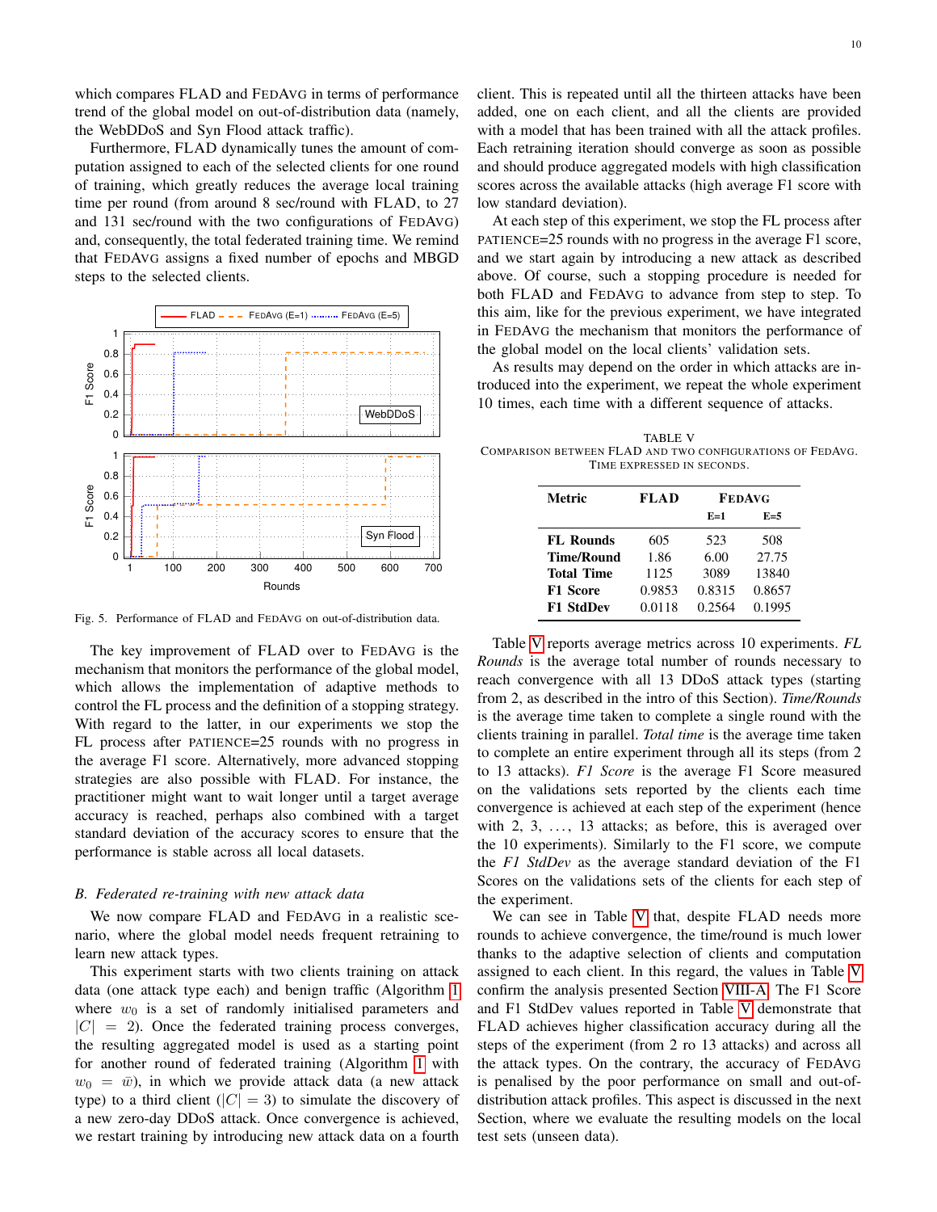which compares FLAD and FEDAVG in terms of performance trend of the global model on out-of-distribution data (namely, the WebDDoS and Syn Flood attack traffic).

Furthermore, FLAD dynamically tunes the amount of computation assigned to each of the selected clients for one round of training, which greatly reduces the average local training time per round (from around 8 sec/round with FLAD, to 27 and 131 sec/round with the two configurations of FEDAVG) and, consequently, the total federated training time. We remind that FEDAVG assigns a fixed number of epochs and MBGD steps to the selected clients.

Fig. 5. Performance of FLAD and FEDAVG on out-of-distribution data.

The key improvement of FLAD over to FEDAVG is the mechanism that monitors the performance of the global model, which allows the implementation of adaptive methods to control the FL process and the definition of a stopping strategy. With regard to the latter, in our experiments we stop the FL process after PATIENCE=25 rounds with no progress in the average F1 score. Alternatively, more advanced stopping strategies are also possible with FLAD. For instance, the practitioner might want to wait longer until a target average accuracy is reached, perhaps also combined with a target standard deviation of the accuracy scores to ensure that the performance is stable across all local datasets.

### B. Federated re-training with new attack data

We now compare FLAD and FEDAVG in a realistic scenario, where the global model needs frequent retraining to learn new attack types.

This experiment starts with two clients training on attack data (one attack type each) and benign traffic (Algorithm 1 where $w_0$ is a set of randomly initialised parameters and $|C| = 2$). Once the federated training process converges, the resulting aggregated model is used as a starting point for another round of federated training (Algorithm 1 with $w_0 = \bar{w}$), in which we provide attack data (a new attack type) to a third client ($|C| = 3$) to simulate the discovery of a new zero-day DDoS attack. Once convergence is achieved, we restart training by introducing new attack data on a fourth client. This is repeated until all the thirteen attacks have been added, one on each client, and all the clients are provided with a model that has been trained with all the attack profiles. Each retraining iteration should converge as soon as possible and should produce aggregated models with high classification scores across the available attacks (high average F1 score with low standard deviation).

At each step of this experiment, we stop the FL process after PATIENCE=25 rounds with no progress in the average F1 score, and we start again by introducing a new attack as described above. Of course, such a stopping procedure is needed for both FLAD and FEDAVG to advance from step to step. To this aim, like for the previous experiment, we have integrated in FEDAVG the mechanism that monitors the performance of the global model on the local clients' validation sets.

As results may depend on the order in which attacks are introduced into the experiment, we repeat the whole experiment 10 times, each time with a different sequence of attacks.

TABLE V
COMPARISON BETWEEN FLAD AND TWO CONFIGURATIONS OF FEDAVG. TIME EXPRESSED IN SECONDS.

| Metric | FLAD | FEDAVG | |
|---|---|---|---|
| | | E=1 | E=5 |
| **FL Rounds** | 605 | 523 | 508 |
| **Time/Round** | 1.86 | 6.00 | 27.75 |
| **Total Time** | 1125 | 3089 | 13840 |
| **F1 Score** | 0.9853 | 0.8315 | 0.8657 |
| **F1 StdDev** | 0.0118 | 0.2564 | 0.1995 |

Table V reports average metrics across 10 experiments. *FL Rounds* is the average total number of rounds necessary to reach convergence with all 13 DDoS attack types (starting from 2, as described in the intro of this Section). *Time/Rounds* is the average time taken to complete a single round with the clients training in parallel. *Total time* is the average time taken to complete an entire experiment through all its steps (from 2 to 13 attacks). *F1 Score* is the average F1 Score measured on the validations sets reported by the clients each time convergence is achieved at each step of the experiment (hence with 2, 3, ..., 13 attacks; as before, this is averaged over the 10 experiments). Similarly to the F1 score, we compute the *F1 StdDev* as the average standard deviation of the F1 Scores on the validations sets of the clients for each step of the experiment.

We can see in Table V that, despite FLAD needs more rounds to achieve convergence, the time/round is much lower thanks to the adaptive selection of clients and computation assigned to each client. In this regard, the values in Table V confirm the analysis presented Section VIII-A. The F1 Score and F1 StdDev values reported in Table V demonstrate that FLAD achieves higher classification accuracy during all the steps of the experiment (from 2 ro 13 attacks) and across all the attack types. On the contrary, the accuracy of FEDAVG is penalised by the poor performance on small and out-of-distribution attack profiles. This aspect is discussed in the next Section, where we evaluate the resulting models on the local test sets (unseen data).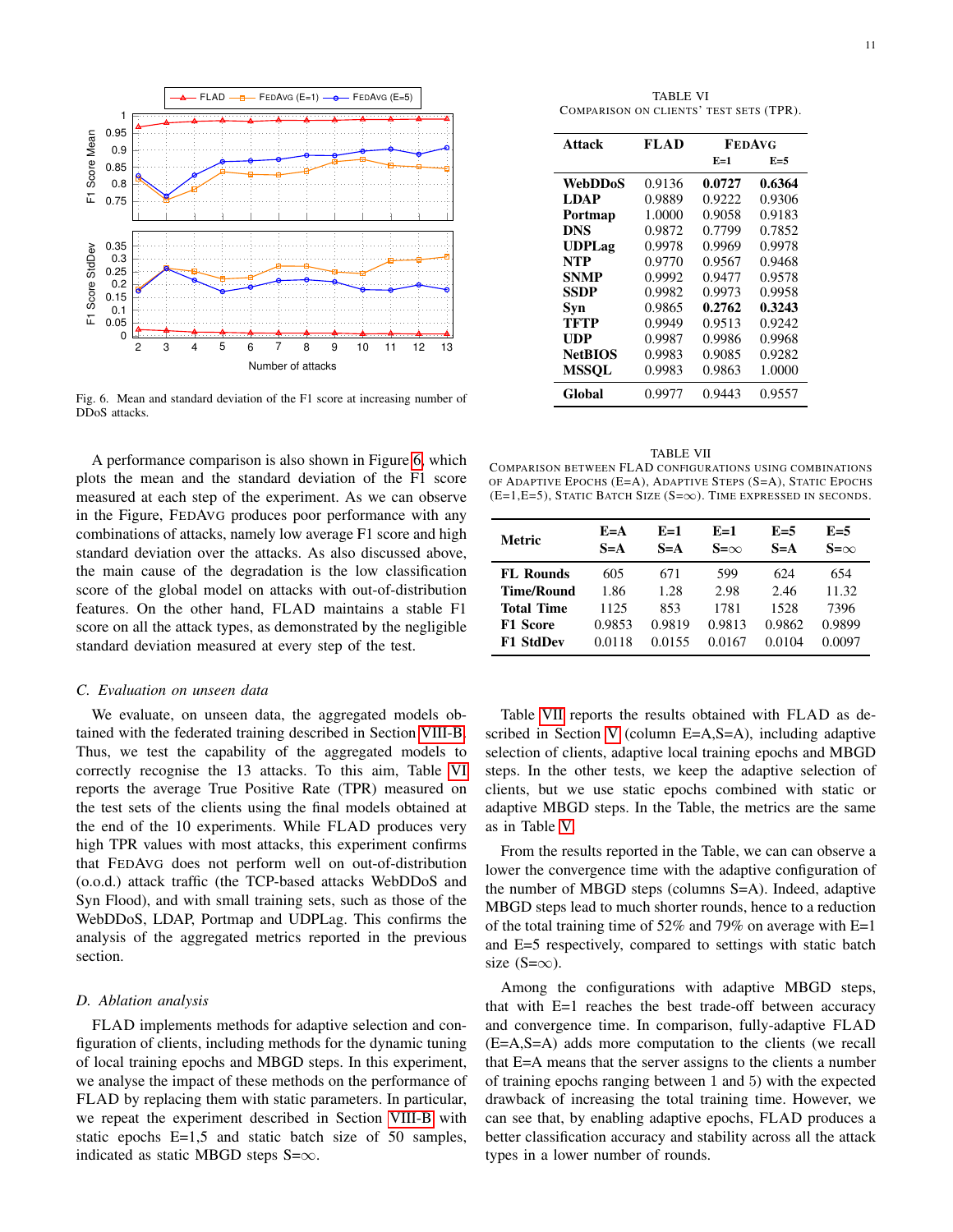Fig. 6. Mean and standard deviation of the F1 score at increasing number of DDoS attacks.

A performance comparison is also shown in Figure 6, which plots the mean and the standard deviation of the F1 score measured at each step of the experiment. As we can observe in the Figure, FEDAVG produces poor performance with any combinations of attacks, namely low average F1 score and high standard deviation over the attacks. As also discussed above, the main cause of the degradation is the low classification score of the global model on attacks with out-of-distribution features. On the other hand, FLAD maintains a stable F1 score on all the attack types, as demonstrated by the negligible standard deviation measured at every step of the test.

### C. Evaluation on unseen data

We evaluate, on unseen data, the aggregated models obtained with the federated training described in Section VIII-B. Thus, we test the capability of the aggregated models to correctly recognise the 13 attacks. To this aim, Table VI reports the average True Positive Rate (TPR) measured on the test sets of the clients using the final models obtained at the end of the 10 experiments. While FLAD produces very high TPR values with most attacks, this experiment confirms that FEDAVG does not perform well on out-of-distribution (o.o.d.) attack traffic (the TCP-based attacks WebDDoS and Syn Flood), and with small training sets, such as those of the WebDDoS, LDAP, Portmap and UDPLag. This confirms the analysis of the aggregated metrics reported in the previous section.

### D. Ablation analysis

FLAD implements methods for adaptive selection and configuration of clients, including methods for the dynamic tuning of local training epochs and MBGD steps. In this experiment, we analyse the impact of these methods on the performance of FLAD by replacing them with static parameters. In particular, we repeat the experiment described in Section VIII-B with static epochs E=1,5 and static batch size of 50 samples, indicated as static MBGD steps S=∞.

TABLE VI
COMPARISON ON CLIENTS' TEST SETS (TPR).

| Attack | FLAD | FEDAVG E=1 | FEDAVG E=5 |
|---|---|---|---|
| **WebDDoS** | 0.9136 | **0.0727** | **0.6364** |
| **LDAP** | 0.9889 | 0.9222 | 0.9306 |
| **Portmap** | 1.0000 | 0.9058 | 0.9183 |
| **DNS** | 0.9872 | 0.7799 | 0.7852 |
| **UDPLag** | 0.9978 | 0.9969 | 0.9978 |
| **NTP** | 0.9770 | 0.9567 | 0.9468 |
| **SNMP** | 0.9992 | 0.9477 | 0.9578 |
| **SSDP** | 0.9982 | 0.9973 | 0.9958 |
| **Syn** | 0.9865 | **0.2762** | **0.3243** |
| **TFTP** | 0.9949 | 0.9513 | 0.9242 |
| **UDP** | 0.9987 | 0.9986 | 0.9968 |
| **NetBIOS** | 0.9983 | 0.9085 | 0.9282 |
| **MSSQL** | 0.9983 | 0.9863 | 1.0000 |
| **Global** | 0.9977 | 0.9443 | 0.9557 |

TABLE VII
COMPARISON BETWEEN FLAD CONFIGURATIONS USING COMBINATIONS OF ADAPTIVE EPOCHS (E=A), ADAPTIVE STEPS (S=A), STATIC EPOCHS (E=1,E=5), STATIC BATCH SIZE (S=∞). TIME EXPRESSED IN SECONDS.

| Metric | E=A S=A | E=1 S=A | E=1 S=∞ | E=5 S=A | E=5 S=∞ |
|---|---|---|---|---|---|
| **FL Rounds** | 605 | 671 | 599 | 624 | 654 |
| **Time/Round** | 1.86 | 1.28 | 2.98 | 2.46 | 11.32 |
| **Total Time** | 1125 | 853 | 1781 | 1528 | 7396 |
| **F1 Score** | 0.9853 | 0.9819 | 0.9813 | 0.9862 | 0.9899 |
| **F1 StdDev** | 0.0118 | 0.0155 | 0.0167 | 0.0104 | 0.0097 |

Table VII reports the results obtained with FLAD as described in Section V (column E=A,S=A), including adaptive selection of clients, adaptive local training epochs and MBGD steps. In the other tests, we keep the adaptive selection of clients, but we use static epochs combined with static or adaptive MBGD steps. In the Table, the metrics are the same as in Table V.

From the results reported in the Table, we can can observe a lower the convergence time with the adaptive configuration of the number of MBGD steps (columns S=A). Indeed, adaptive MBGD steps lead to much shorter rounds, hence to a reduction of the total training time of 52% and 79% on average with E=1 and E=5 respectively, compared to settings with static batch size (S=∞).

Among the configurations with adaptive MBGD steps, that with E=1 reaches the best trade-off between accuracy and convergence time. In comparison, fully-adaptive FLAD (E=A,S=A) adds more computation to the clients (we recall that E=A means that the server assigns to the clients a number of training epochs ranging between 1 and 5) with the expected drawback of increasing the total training time. However, we can see that, by enabling adaptive epochs, FLAD produces a better classification accuracy and stability across all the attack types in a lower number of rounds.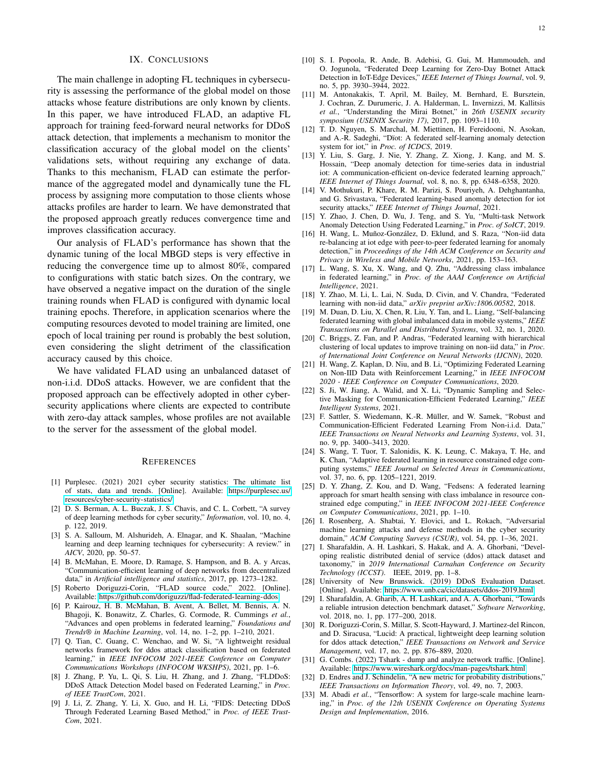## IX. Conclusions

The main challenge in adopting FL techniques in cybersecurity is assessing the performance of the global model on those attacks whose feature distributions are only known by clients. In this paper, we have introduced FLAD, an adaptive FL approach for training feed-forward neural networks for DDoS attack detection, that implements a mechanism to monitor the classification accuracy of the global model on the clients' validations sets, without requiring any exchange of data. Thanks to this mechanism, FLAD can estimate the performance of the aggregated model and dynamically tune the FL process by assigning more computation to those clients whose attacks profiles are harder to learn. We have demonstrated that the proposed approach greatly reduces convergence time and improves classification accuracy.

Our analysis of FLAD's performance has shown that the dynamic tuning of the local MBGD steps is very effective in reducing the convergence time up to almost 80%, compared to configurations with static batch sizes. On the contrary, we have observed a negative impact on the duration of the single training rounds when FLAD is configured with dynamic local training epochs. Therefore, in application scenarios where the computing resources devoted to model training are limited, one epoch of local training per round is probably the best solution, even considering the slight detriment of the classification accuracy caused by this choice.

We have validated FLAD using an unbalanced dataset of non-i.i.d. DDoS attacks. However, we are confident that the proposed approach can be effectively adopted in other cybersecurity applications where clients are expected to contribute with zero-day attack samples, whose profiles are not available to the server for the assessment of the global model.

## References

[1] Purplesec. (2021) 2021 cyber security statistics: The ultimate list of stats, data and trends. [Online]. Available: https://purplesec.us/resources/cyber-security-statistics/

[2] D. S. Berman, A. L. Buczak, J. S. Chavis, and C. L. Corbett, "A survey of deep learning methods for cyber security," *Information*, vol. 10, no. 4, p. 122, 2019.

[3] S. A. Salloum, M. Alshurideh, A. Elnagar, and K. Shaalan, "Machine learning and deep learning techniques for cybersecurity: A review." in *AICV*, 2020, pp. 50–57.

[4] B. McMahan, E. Moore, D. Ramage, S. Hampson, and B. A. y Arcas, "Communication-efficient learning of deep networks from decentralized data," in *Artificial intelligence and statistics*, 2017, pp. 1273–1282.

[5] Roberto Doriguzzi-Corin, "FLAD source code," 2022. [Online]. Available: https://github.com/doriguzzi/flad-federated-learning-ddos

[6] P. Kairouz, H. B. McMahan, B. Avent, A. Bellet, M. Bennis, A. N. Bhagoji, K. Bonawitz, Z. Charles, G. Cormode, R. Cummings *et al.*, "Advances and open problems in federated learning," *Foundations and Trends® in Machine Learning*, vol. 14, no. 1–2, pp. 1–210, 2021.

[7] Q. Tian, C. Guang, C. Wenchao, and W. Si, "A lightweight residual networks framework for ddos attack classification based on federated learning," in *IEEE INFOCOM 2021-IEEE Conference on Computer Communications Workshops (INFOCOM WKSHPS)*, 2021, pp. 1–6.

[8] J. Zhang, P. Yu, L. Qi, S. Liu, H. Zhang, and J. Zhang, "FLDDoS: DDoS Attack Detection Model based on Federated Learning," in *Proc. of IEEE TrustCom*, 2021.

[9] J. Li, Z. Zhang, Y. Li, X. Guo, and H. Li, "FIDS: Detecting DDoS Through Federated Learning Based Method," in *Proc. of IEEE TrustCom*, 2021.

[10] S. I. Popoola, R. Ande, B. Adebisi, G. Gui, M. Hammoudeh, and O. Jogunola, "Federated Deep Learning for Zero-Day Botnet Attack Detection in IoT-Edge Devices," *IEEE Internet of Things Journal*, vol. 9, no. 5, pp. 3930–3944, 2022.

[11] M. Antonakakis, T. April, M. Bailey, M. Bernhard, E. Bursztein, J. Cochran, Z. Durumeric, J. A. Halderman, L. Invernizzi, M. Kallitsis *et al.*, "Understanding the Mirai Botnet," in *26th USENIX security symposium (USENIX Security 17)*, 2017, pp. 1093–1110.

[12] T. D. Nguyen, S. Marchal, M. Miettinen, H. Fereidooni, N. Asokan, and A.-R. Sadeghi, "Dïot: A federated self-learning anomaly detection system for iot," in *Proc. of ICDCS*, 2019.

[13] Y. Liu, S. Garg, J. Nie, Y. Zhang, Z. Xiong, J. Kang, and M. S. Hossain, "Deep anomaly detection for time-series data in industrial iot: A communication-efficient on-device federated learning approach," *IEEE Internet of Things Journal*, vol. 8, no. 8, pp. 6348–6358, 2020.

[14] V. Mothukuri, P. Khare, R. M. Parizi, S. Pouriyeh, A. Dehghantanha, and G. Srivastava, "Federated learning-based anomaly detection for iot security attacks," *IEEE Internet of Things Journal*, 2021.

[15] Y. Zhao, J. Chen, D. Wu, J. Teng, and S. Yu, "Multi-task Network Anomaly Detection Using Federated Learning," in *Proc. of SoICT*, 2019.

[16] H. Wang, L. Muñoz-González, D. Eklund, and S. Raza, "Non-iid data re-balancing at iot edge with peer-to-peer federated learning for anomaly detection," in *Proceedings of the 14th ACM Conference on Security and Privacy in Wireless and Mobile Networks*, 2021, pp. 153–163.

[17] L. Wang, S. Xu, X. Wang, and Q. Zhu, "Addressing class imbalance in federated learning," in *Proc. of the AAAI Conference on Artificial Intelligence*, 2021.

[18] Y. Zhao, M. Li, L. Lai, N. Suda, D. Civin, and V. Chandra, "Federated learning with non-iid data," *arXiv preprint arXiv:1806.00582*, 2018.

[19] M. Duan, D. Liu, X. Chen, R. Liu, Y. Tan, and L. Liang, "Self-balancing federated learning with global imbalanced data in mobile systems," *IEEE Transactions on Parallel and Distributed Systems*, vol. 32, no. 1, 2020.

[20] C. Briggs, Z. Fan, and P. Andras, "Federated learning with hierarchical clustering of local updates to improve training on non-iid data," in *Proc. of International Joint Conference on Neural Networks (IJCNN)*, 2020.

[21] H. Wang, Z. Kaplan, D. Niu, and B. Li, "Optimizing Federated Learning on Non-IID Data with Reinforcement Learning," in *IEEE INFOCOM 2020 - IEEE Conference on Computer Communications*, 2020.

[22] S. Ji, W. Jiang, A. Walid, and X. Li, "Dynamic Sampling and Selective Masking for Communication-Efficient Federated Learning," *IEEE Intelligent Systems*, 2021.

[23] F. Sattler, S. Wiedemann, K.-R. Müller, and W. Samek, "Robust and Communication-Efficient Federated Learning From Non-i.i.d. Data," *IEEE Transactions on Neural Networks and Learning Systems*, vol. 31, no. 9, pp. 3400–3413, 2020.

[24] S. Wang, T. Tuor, T. Salonidis, K. K. Leung, C. Makaya, T. He, and K. Chan, "Adaptive federated learning in resource constrained edge computing systems," *IEEE Journal on Selected Areas in Communications*, vol. 37, no. 6, pp. 1205–1221, 2019.

[25] D. Y. Zhang, Z. Kou, and D. Wang, "Fedsens: A federated learning approach for smart health sensing with class imbalance in resource constrained edge computing," in *IEEE INFOCOM 2021-IEEE Conference on Computer Communications*, 2021, pp. 1–10.

[26] I. Rosenberg, A. Shabtai, Y. Elovici, and L. Rokach, "Adversarial machine learning attacks and defense methods in the cyber security domain," *ACM Computing Surveys (CSUR)*, vol. 54, pp. 1–36, 2021.

[27] I. Sharafaldin, A. H. Lashkari, S. Hakak, and A. A. Ghorbani, "Developing realistic distributed denial of service (ddos) attack dataset and taxonomy," in *2019 International Carnahan Conference on Security Technology (ICCST)*. IEEE, 2019, pp. 1–8.

[28] University of New Brunswick. (2019) DDoS Evaluation Dataset. [Online]. Available: https://www.unb.ca/cic/datasets/ddos-2019.html

[29] I. Sharafaldin, A. Gharib, A. H. Lashkari, and A. A. Ghorbani, "Towards a reliable intrusion detection benchmark dataset," *Software Networking*, vol. 2018, no. 1, pp. 177–200, 2018.

[30] R. Doriguzzi-Corin, S. Millar, S. Scott-Hayward, J. Martinez-del Rincon, and D. Siracusa, "Lucid: A practical, lightweight deep learning solution for ddos attack detection," *IEEE Transactions on Network and Service Management*, vol. 17, no. 2, pp. 876–889, 2020.

[31] G. Combs. (2022) Tshark - dump and analyze network traffic. [Online]. Available: https://www.wireshark.org/docs/man-pages/tshark.html

[32] D. Endres and J. Schindelin, "A new metric for probability distributions," *IEEE Transactions on Information Theory*, vol. 49, no. 7, 2003.

[33] M. Abadi *et al.*, "Tensorflow: A system for large-scale machine learning," in *Proc. of the 12th USENIX Conference on Operating Systems Design and Implementation*, 2016.